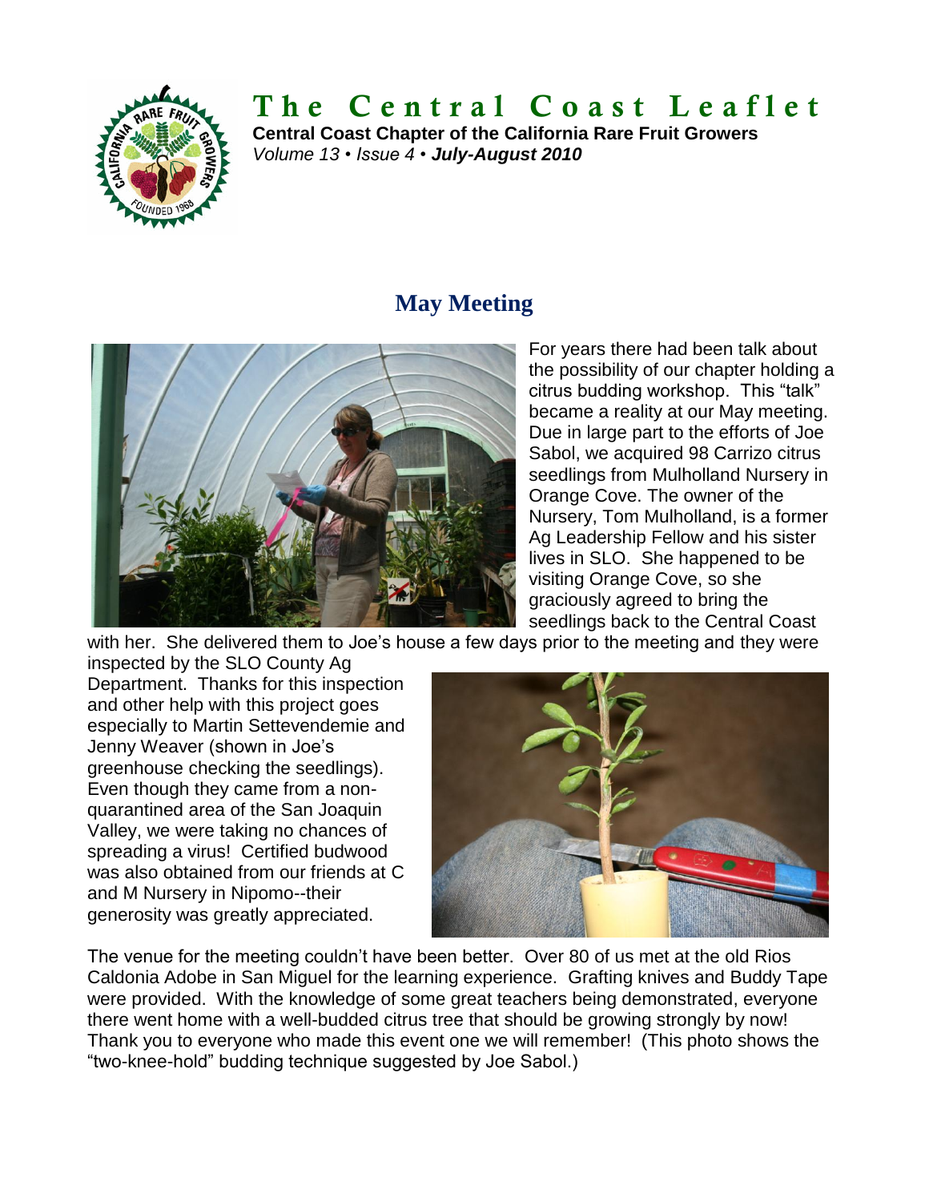# The Central Coast Leaflet

**Central Coast Chapter of the California Rare Fruit Growers**
*Volume 13 • Issue 4 •* ***July-August 2010***

## May Meeting

For years there had been talk about the possibility of our chapter holding a citrus budding workshop. This "talk" became a reality at our May meeting. Due in large part to the efforts of Joe Sabol, we acquired 98 Carrizo citrus seedlings from Mulholland Nursery in Orange Cove. The owner of the Nursery, Tom Mulholland, is a former Ag Leadership Fellow and his sister lives in SLO. She happened to be visiting Orange Cove, so she graciously agreed to bring the seedlings back to the Central Coast with her. She delivered them to Joe's house a few days prior to the meeting and they were inspected by the SLO County Ag Department. Thanks for this inspection and other help with this project goes especially to Martin Settevendemie and Jenny Weaver (shown in Joe's greenhouse checking the seedlings). Even though they came from a non-quarantined area of the San Joaquin Valley, we were taking no chances of spreading a virus! Certified budwood was also obtained from our friends at C and M Nursery in Nipomo--their generosity was greatly appreciated.

The venue for the meeting couldn't have been better. Over 80 of us met at the old Rios Caldonia Adobe in San Miguel for the learning experience. Grafting knives and Buddy Tape were provided. With the knowledge of some great teachers being demonstrated, everyone there went home with a well-budded citrus tree that should be growing strongly by now! Thank you to everyone who made this event one we will remember! (This photo shows the "two-knee-hold" budding technique suggested by Joe Sabol.)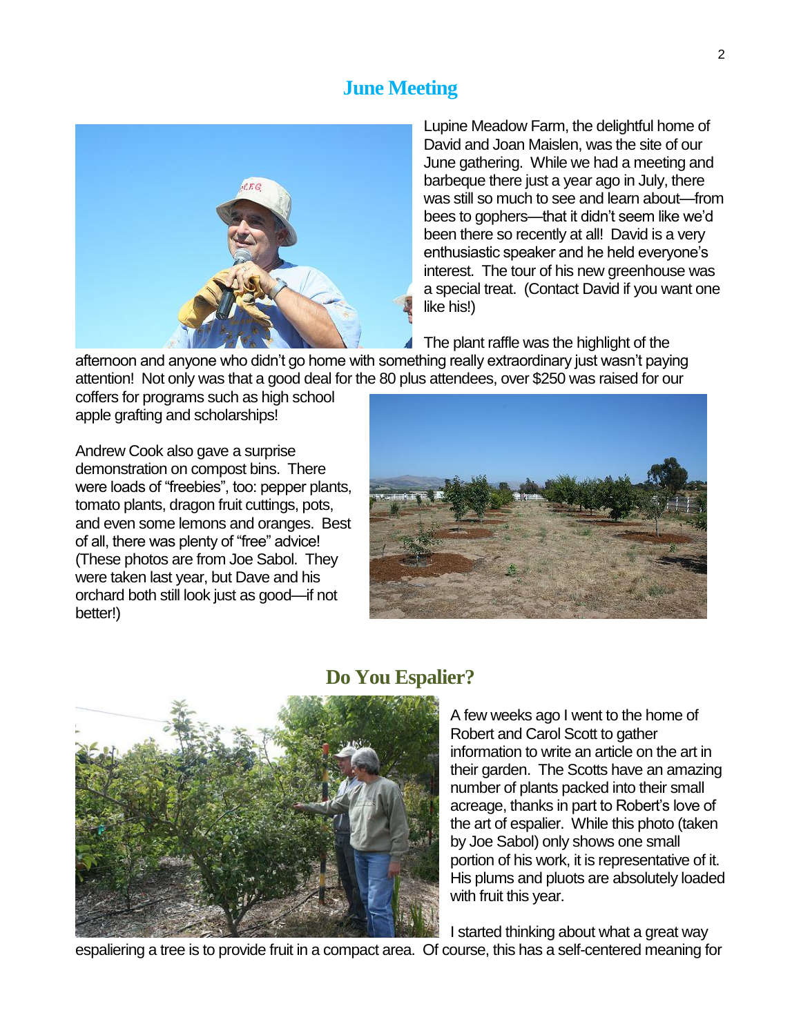## June Meeting

Lupine Meadow Farm, the delightful home of David and Joan Maislen, was the site of our June gathering. While we had a meeting and barbeque there just a year ago in July, there was still so much to see and learn about—from bees to gophers—that it didn't seem like we'd been there so recently at all! David is a very enthusiastic speaker and he held everyone's interest. The tour of his new greenhouse was a special treat. (Contact David if you want one like his!)

The plant raffle was the highlight of the afternoon and anyone who didn't go home with something really extraordinary just wasn't paying attention! Not only was that a good deal for the 80 plus attendees, over $250 was raised for our coffers for programs such as high school apple grafting and scholarships!

Andrew Cook also gave a surprise demonstration on compost bins. There were loads of "freebies", too: pepper plants, tomato plants, dragon fruit cuttings, pots, and even some lemons and oranges. Best of all, there was plenty of "free" advice! (These photos are from Joe Sabol. They were taken last year, but Dave and his orchard both still look just as good—if not better!)

## Do You Espalier?

A few weeks ago I went to the home of Robert and Carol Scott to gather information to write an article on the art in their garden. The Scotts have an amazing number of plants packed into their small acreage, thanks in part to Robert's love of the art of espalier. While this photo (taken by Joe Sabol) only shows one small portion of his work, it is representative of it. His plums and pluots are absolutely loaded with fruit this year.

I started thinking about what a great way espaliering a tree is to provide fruit in a compact area. Of course, this has a self-centered meaning for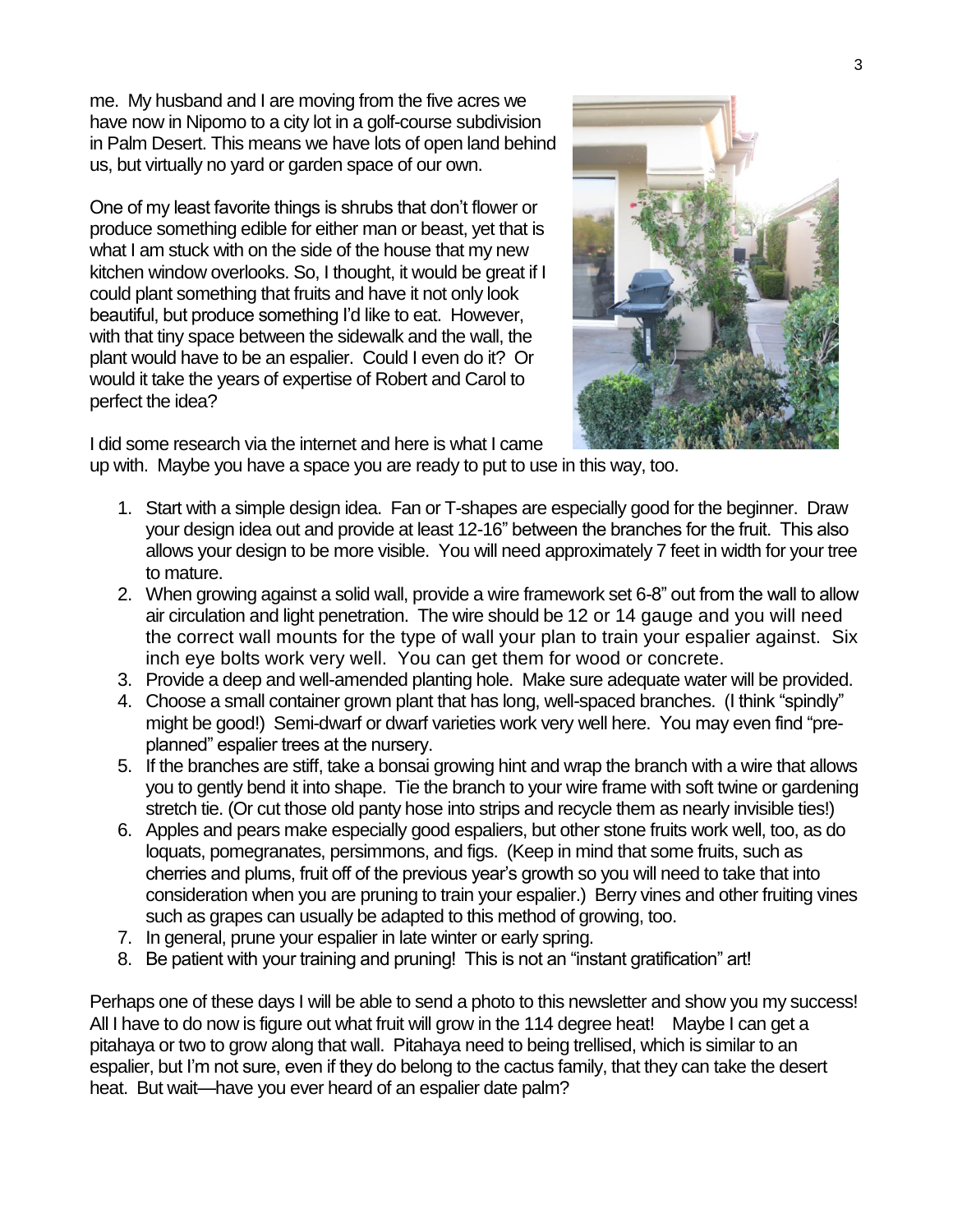me. My husband and I are moving from the five acres we have now in Nipomo to a city lot in a golf-course subdivision in Palm Desert. This means we have lots of open land behind us, but virtually no yard or garden space of our own.

One of my least favorite things is shrubs that don't flower or produce something edible for either man or beast, yet that is what I am stuck with on the side of the house that my new kitchen window overlooks. So, I thought, it would be great if I could plant something that fruits and have it not only look beautiful, but produce something I'd like to eat. However, with that tiny space between the sidewalk and the wall, the plant would have to be an espalier. Could I even do it? Or would it take the years of expertise of Robert and Carol to perfect the idea?

I did some research via the internet and here is what I came up with. Maybe you have a space you are ready to put to use in this way, too.

1. Start with a simple design idea. Fan or T-shapes are especially good for the beginner. Draw your design idea out and provide at least 12-16" between the branches for the fruit. This also allows your design to be more visible. You will need approximately 7 feet in width for your tree to mature.
2. When growing against a solid wall, provide a wire framework set 6-8" out from the wall to allow air circulation and light penetration. The wire should be 12 or 14 gauge and you will need the correct wall mounts for the type of wall your plan to train your espalier against. Six inch eye bolts work very well. You can get them for wood or concrete.
3. Provide a deep and well-amended planting hole. Make sure adequate water will be provided.
4. Choose a small container grown plant that has long, well-spaced branches. (I think "spindly" might be good!) Semi-dwarf or dwarf varieties work very well here. You may even find "pre-planned" espalier trees at the nursery.
5. If the branches are stiff, take a bonsai growing hint and wrap the branch with a wire that allows you to gently bend it into shape. Tie the branch to your wire frame with soft twine or gardening stretch tie. (Or cut those old panty hose into strips and recycle them as nearly invisible ties!)
6. Apples and pears make especially good espaliers, but other stone fruits work well, too, as do loquats, pomegranates, persimmons, and figs. (Keep in mind that some fruits, such as cherries and plums, fruit off of the previous year's growth so you will need to take that into consideration when you are pruning to train your espalier.) Berry vines and other fruiting vines such as grapes can usually be adapted to this method of growing, too.
7. In general, prune your espalier in late winter or early spring.
8. Be patient with your training and pruning! This is not an "instant gratification" art!

Perhaps one of these days I will be able to send a photo to this newsletter and show you my success! All I have to do now is figure out what fruit will grow in the 114 degree heat! Maybe I can get a pitahaya or two to grow along that wall. Pitahaya need to being trellised, which is similar to an espalier, but I'm not sure, even if they do belong to the cactus family, that they can take the desert heat. But wait—have you ever heard of an espalier date palm?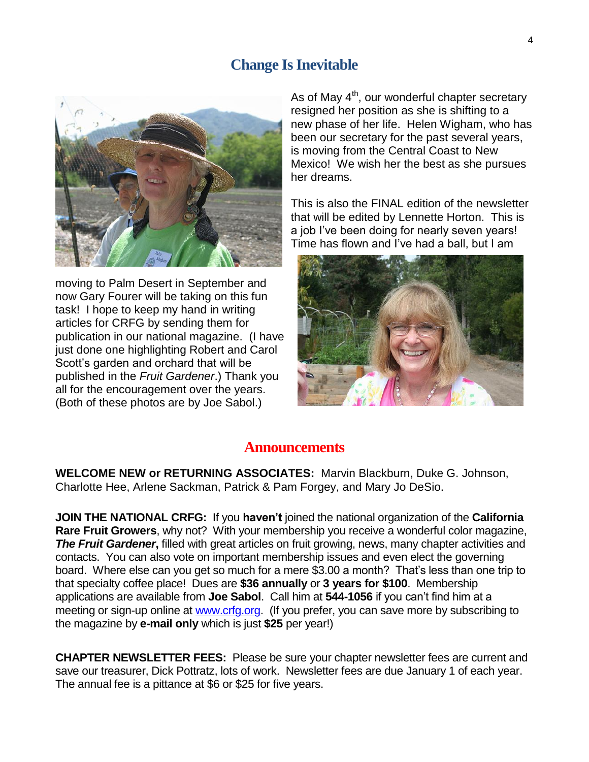## Change Is Inevitable

As of May 4th, our wonderful chapter secretary resigned her position as she is shifting to a new phase of her life. Helen Wigham, who has been our secretary for the past several years, is moving from the Central Coast to New Mexico! We wish her the best as she pursues her dreams.

This is also the FINAL edition of the newsletter that will be edited by Lennette Horton. This is a job I've been doing for nearly seven years! Time has flown and I've had a ball, but I am moving to Palm Desert in September and now Gary Fourer will be taking on this fun task! I hope to keep my hand in writing articles for CRFG by sending them for publication in our national magazine. (I have just done one highlighting Robert and Carol Scott's garden and orchard that will be published in the *Fruit Gardener*.) Thank you all for the encouragement over the years. (Both of these photos are by Joe Sabol.)

## Announcements

**WELCOME NEW or RETURNING ASSOCIATES:** Marvin Blackburn, Duke G. Johnson, Charlotte Hee, Arlene Sackman, Patrick & Pam Forgey, and Mary Jo DeSio.

**JOIN THE NATIONAL CRFG:** If you **haven't** joined the national organization of the **California Rare Fruit Growers**, why not? With your membership you receive a wonderful color magazine, ***The Fruit Gardener***, filled with great articles on fruit growing, news, many chapter activities and contacts. You can also vote on important membership issues and even elect the governing board. Where else can you get so much for a mere $3.00 a month? That's less than one trip to that specialty coffee place! Dues are **$36 annually** or **3 years for $100**. Membership applications are available from **Joe Sabol**. Call him at **544-1056** if you can't find him at a meeting or sign-up online at www.crfg.org. (If you prefer, you can save more by subscribing to the magazine by **e-mail only** which is just **$25** per year!)

**CHAPTER NEWSLETTER FEES:** Please be sure your chapter newsletter fees are current and save our treasurer, Dick Pottratz, lots of work. Newsletter fees are due January 1 of each year. The annual fee is a pittance at $6 or $25 for five years.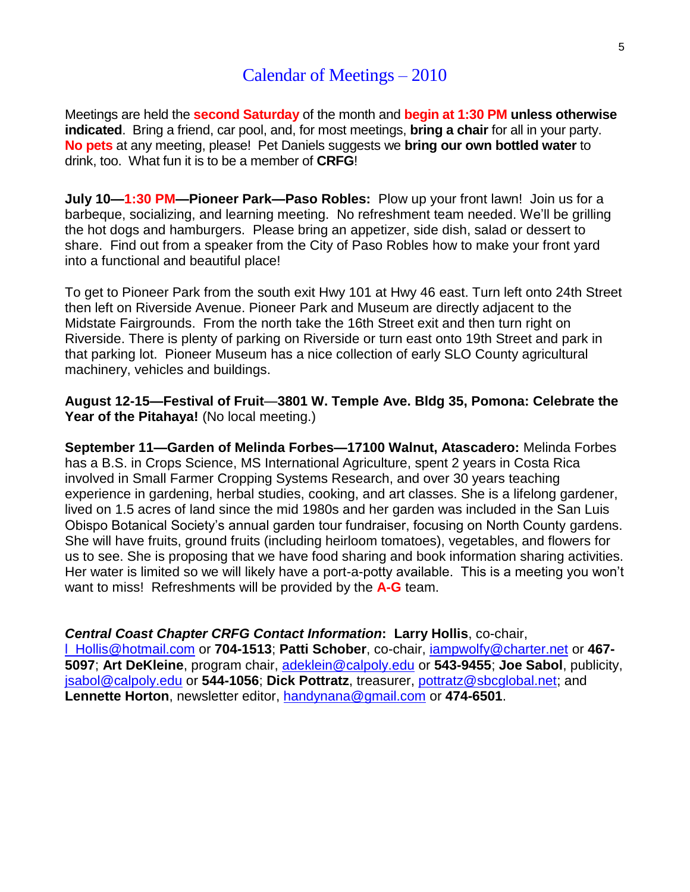# Calendar of Meetings – 2010

Meetings are held the **second Saturday** of the month and **begin at 1:30 PM unless otherwise indicated**. Bring a friend, car pool, and, for most meetings, **bring a chair** for all in your party. **No pets** at any meeting, please! Pet Daniels suggests we **bring our own bottled water** to drink, too. What fun it is to be a member of **CRFG**!

**July 10—1:30 PM—Pioneer Park—Paso Robles:** Plow up your front lawn! Join us for a barbeque, socializing, and learning meeting. No refreshment team needed. We'll be grilling the hot dogs and hamburgers. Please bring an appetizer, side dish, salad or dessert to share. Find out from a speaker from the City of Paso Robles how to make your front yard into a functional and beautiful place!

To get to Pioneer Park from the south exit Hwy 101 at Hwy 46 east. Turn left onto 24th Street then left on Riverside Avenue. Pioneer Park and Museum are directly adjacent to the Midstate Fairgrounds. From the north take the 16th Street exit and then turn right on Riverside. There is plenty of parking on Riverside or turn east onto 19th Street and park in that parking lot. Pioneer Museum has a nice collection of early SLO County agricultural machinery, vehicles and buildings.

**August 12-15—Festival of Fruit—3801 W. Temple Ave. Bldg 35, Pomona: Celebrate the Year of the Pitahaya!** (No local meeting.)

**September 11—Garden of Melinda Forbes—17100 Walnut, Atascadero:** Melinda Forbes has a B.S. in Crops Science, MS International Agriculture, spent 2 years in Costa Rica involved in Small Farmer Cropping Systems Research, and over 30 years teaching experience in gardening, herbal studies, cooking, and art classes. She is a lifelong gardener, lived on 1.5 acres of land since the mid 1980s and her garden was included in the San Luis Obispo Botanical Society's annual garden tour fundraiser, focusing on North County gardens. She will have fruits, ground fruits (including heirloom tomatoes), vegetables, and flowers for us to see. She is proposing that we have food sharing and book information sharing activities. Her water is limited so we will likely have a port-a-potty available. This is a meeting you won't want to miss! Refreshments will be provided by the **A-G** team.

***Central Coast Chapter CRFG Contact Information*:** **Larry Hollis**, co-chair, l_Hollis@hotmail.com or **704-1513**; **Patti Schober**, co-chair, iampwolfy@charter.net or **467-5097**; **Art DeKleine**, program chair, adeklein@calpoly.edu or **543-9455**; **Joe Sabol**, publicity, jsabol@calpoly.edu or **544-1056**; **Dick Pottratz**, treasurer, pottratz@sbcglobal.net; and **Lennette Horton**, newsletter editor, handynana@gmail.com or **474-6501**.